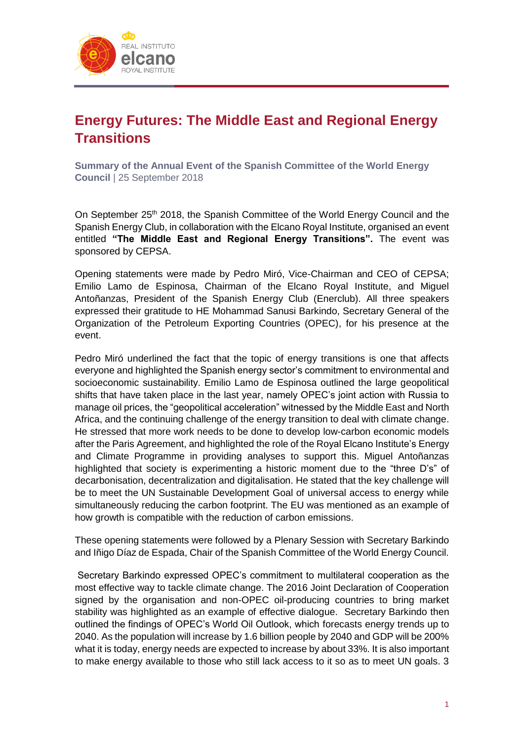# Energy Futures: The Middle East and Regional Energy Transitions

**Summary of the Annual Event of the Spanish Committee of the World Energy Council** | 25 September 2018

On September 25th 2018, the Spanish Committee of the World Energy Council and the Spanish Energy Club, in collaboration with the Elcano Royal Institute, organised an event entitled **"The Middle East and Regional Energy Transitions".** The event was sponsored by CEPSA.

Opening statements were made by Pedro Miró, Vice-Chairman and CEO of CEPSA; Emilio Lamo de Espinosa, Chairman of the Elcano Royal Institute, and Miguel Antoñanzas, President of the Spanish Energy Club (Enerclub). All three speakers expressed their gratitude to HE Mohammad Sanusi Barkindo, Secretary General of the Organization of the Petroleum Exporting Countries (OPEC), for his presence at the event.

Pedro Miró underlined the fact that the topic of energy transitions is one that affects everyone and highlighted the Spanish energy sector's commitment to environmental and socioeconomic sustainability. Emilio Lamo de Espinosa outlined the large geopolitical shifts that have taken place in the last year, namely OPEC's joint action with Russia to manage oil prices, the "geopolitical acceleration" witnessed by the Middle East and North Africa, and the continuing challenge of the energy transition to deal with climate change. He stressed that more work needs to be done to develop low-carbon economic models after the Paris Agreement, and highlighted the role of the Royal Elcano Institute's Energy and Climate Programme in providing analyses to support this. Miguel Antoñanzas highlighted that society is experimenting a historic moment due to the "three D's" of decarbonisation, decentralization and digitalisation. He stated that the key challenge will be to meet the UN Sustainable Development Goal of universal access to energy while simultaneously reducing the carbon footprint. The EU was mentioned as an example of how growth is compatible with the reduction of carbon emissions.

These opening statements were followed by a Plenary Session with Secretary Barkindo and Iñigo Díaz de Espada, Chair of the Spanish Committee of the World Energy Council.

Secretary Barkindo expressed OPEC's commitment to multilateral cooperation as the most effective way to tackle climate change. The 2016 Joint Declaration of Cooperation signed by the organisation and non-OPEC oil-producing countries to bring market stability was highlighted as an example of effective dialogue. Secretary Barkindo then outlined the findings of OPEC's World Oil Outlook, which forecasts energy trends up to 2040. As the population will increase by 1.6 billion people by 2040 and GDP will be 200% what it is today, energy needs are expected to increase by about 33%. It is also important to make energy available to those who still lack access to it so as to meet UN goals. 3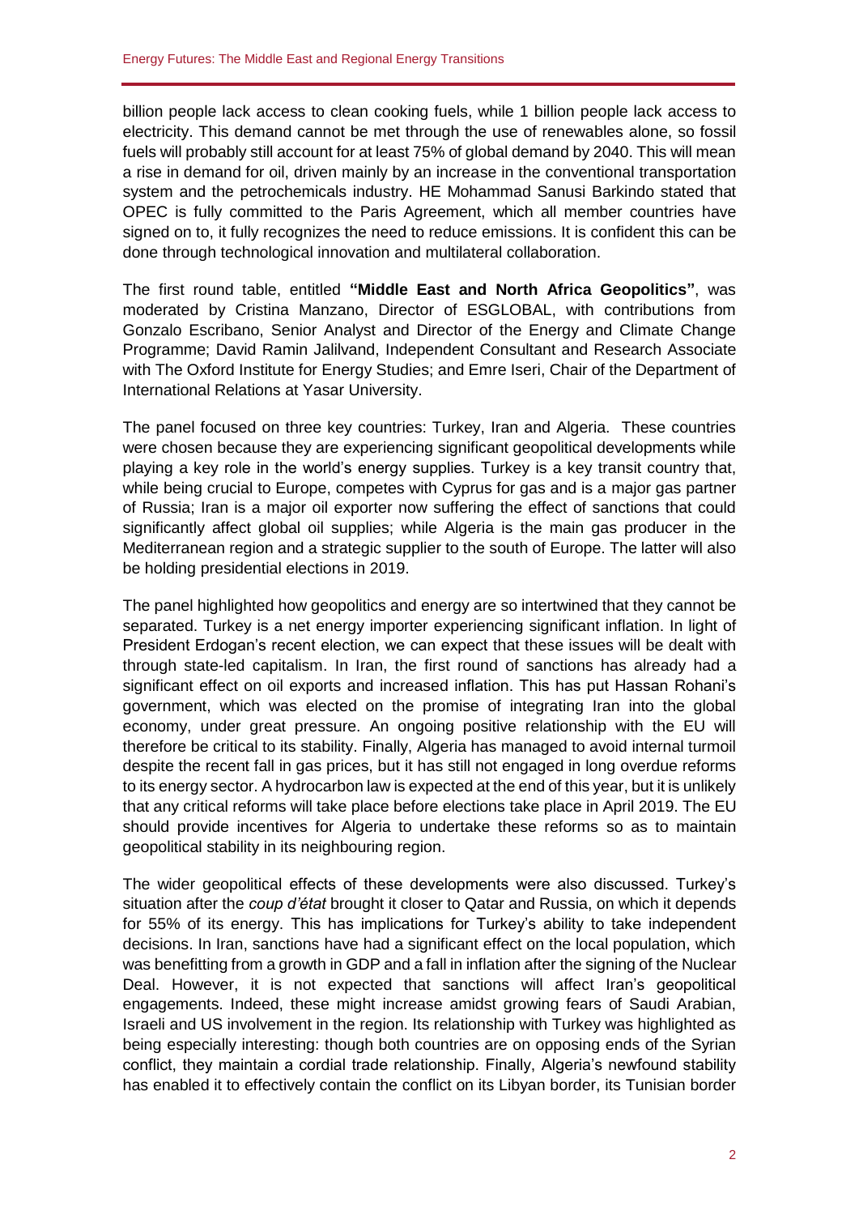billion people lack access to clean cooking fuels, while 1 billion people lack access to electricity. This demand cannot be met through the use of renewables alone, so fossil fuels will probably still account for at least 75% of global demand by 2040. This will mean a rise in demand for oil, driven mainly by an increase in the conventional transportation system and the petrochemicals industry. HE Mohammad Sanusi Barkindo stated that OPEC is fully committed to the Paris Agreement, which all member countries have signed on to, it fully recognizes the need to reduce emissions. It is confident this can be done through technological innovation and multilateral collaboration.

The first round table, entitled **"Middle East and North Africa Geopolitics"**, was moderated by Cristina Manzano, Director of ESGLOBAL, with contributions from Gonzalo Escribano, Senior Analyst and Director of the Energy and Climate Change Programme; David Ramin Jalilvand, Independent Consultant and Research Associate with The Oxford Institute for Energy Studies; and Emre Iseri, Chair of the Department of International Relations at Yasar University.

The panel focused on three key countries: Turkey, Iran and Algeria. These countries were chosen because they are experiencing significant geopolitical developments while playing a key role in the world's energy supplies. Turkey is a key transit country that, while being crucial to Europe, competes with Cyprus for gas and is a major gas partner of Russia; Iran is a major oil exporter now suffering the effect of sanctions that could significantly affect global oil supplies; while Algeria is the main gas producer in the Mediterranean region and a strategic supplier to the south of Europe. The latter will also be holding presidential elections in 2019.

The panel highlighted how geopolitics and energy are so intertwined that they cannot be separated. Turkey is a net energy importer experiencing significant inflation. In light of President Erdogan's recent election, we can expect that these issues will be dealt with through state-led capitalism. In Iran, the first round of sanctions has already had a significant effect on oil exports and increased inflation. This has put Hassan Rohani's government, which was elected on the promise of integrating Iran into the global economy, under great pressure. An ongoing positive relationship with the EU will therefore be critical to its stability. Finally, Algeria has managed to avoid internal turmoil despite the recent fall in gas prices, but it has still not engaged in long overdue reforms to its energy sector. A hydrocarbon law is expected at the end of this year, but it is unlikely that any critical reforms will take place before elections take place in April 2019. The EU should provide incentives for Algeria to undertake these reforms so as to maintain geopolitical stability in its neighbouring region.

The wider geopolitical effects of these developments were also discussed. Turkey's situation after the *coup d'état* brought it closer to Qatar and Russia, on which it depends for 55% of its energy. This has implications for Turkey's ability to take independent decisions. In Iran, sanctions have had a significant effect on the local population, which was benefitting from a growth in GDP and a fall in inflation after the signing of the Nuclear Deal. However, it is not expected that sanctions will affect Iran's geopolitical engagements. Indeed, these might increase amidst growing fears of Saudi Arabian, Israeli and US involvement in the region. Its relationship with Turkey was highlighted as being especially interesting: though both countries are on opposing ends of the Syrian conflict, they maintain a cordial trade relationship. Finally, Algeria's newfound stability has enabled it to effectively contain the conflict on its Libyan border, its Tunisian border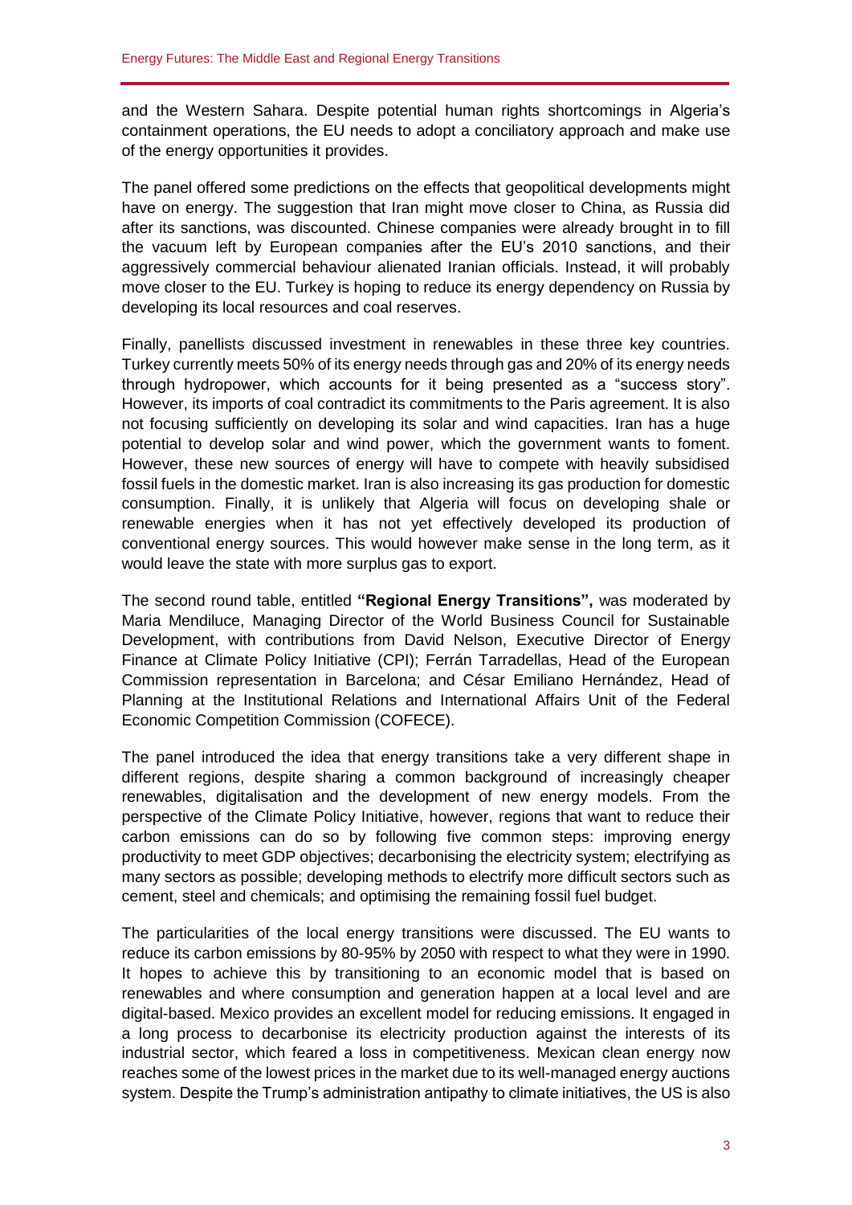and the Western Sahara. Despite potential human rights shortcomings in Algeria's containment operations, the EU needs to adopt a conciliatory approach and make use of the energy opportunities it provides.

The panel offered some predictions on the effects that geopolitical developments might have on energy. The suggestion that Iran might move closer to China, as Russia did after its sanctions, was discounted. Chinese companies were already brought in to fill the vacuum left by European companies after the EU's 2010 sanctions, and their aggressively commercial behaviour alienated Iranian officials. Instead, it will probably move closer to the EU. Turkey is hoping to reduce its energy dependency on Russia by developing its local resources and coal reserves.

Finally, panellists discussed investment in renewables in these three key countries. Turkey currently meets 50% of its energy needs through gas and 20% of its energy needs through hydropower, which accounts for it being presented as a "success story". However, its imports of coal contradict its commitments to the Paris agreement. It is also not focusing sufficiently on developing its solar and wind capacities. Iran has a huge potential to develop solar and wind power, which the government wants to foment. However, these new sources of energy will have to compete with heavily subsidised fossil fuels in the domestic market. Iran is also increasing its gas production for domestic consumption. Finally, it is unlikely that Algeria will focus on developing shale or renewable energies when it has not yet effectively developed its production of conventional energy sources. This would however make sense in the long term, as it would leave the state with more surplus gas to export.

The second round table, entitled **"Regional Energy Transitions",** was moderated by Maria Mendiluce, Managing Director of the World Business Council for Sustainable Development, with contributions from David Nelson, Executive Director of Energy Finance at Climate Policy Initiative (CPI); Ferrán Tarradellas, Head of the European Commission representation in Barcelona; and César Emiliano Hernández, Head of Planning at the Institutional Relations and International Affairs Unit of the Federal Economic Competition Commission (COFECE).

The panel introduced the idea that energy transitions take a very different shape in different regions, despite sharing a common background of increasingly cheaper renewables, digitalisation and the development of new energy models. From the perspective of the Climate Policy Initiative, however, regions that want to reduce their carbon emissions can do so by following five common steps: improving energy productivity to meet GDP objectives; decarbonising the electricity system; electrifying as many sectors as possible; developing methods to electrify more difficult sectors such as cement, steel and chemicals; and optimising the remaining fossil fuel budget.

The particularities of the local energy transitions were discussed. The EU wants to reduce its carbon emissions by 80-95% by 2050 with respect to what they were in 1990. It hopes to achieve this by transitioning to an economic model that is based on renewables and where consumption and generation happen at a local level and are digital-based. Mexico provides an excellent model for reducing emissions. It engaged in a long process to decarbonise its electricity production against the interests of its industrial sector, which feared a loss in competitiveness. Mexican clean energy now reaches some of the lowest prices in the market due to its well-managed energy auctions system. Despite the Trump's administration antipathy to climate initiatives, the US is also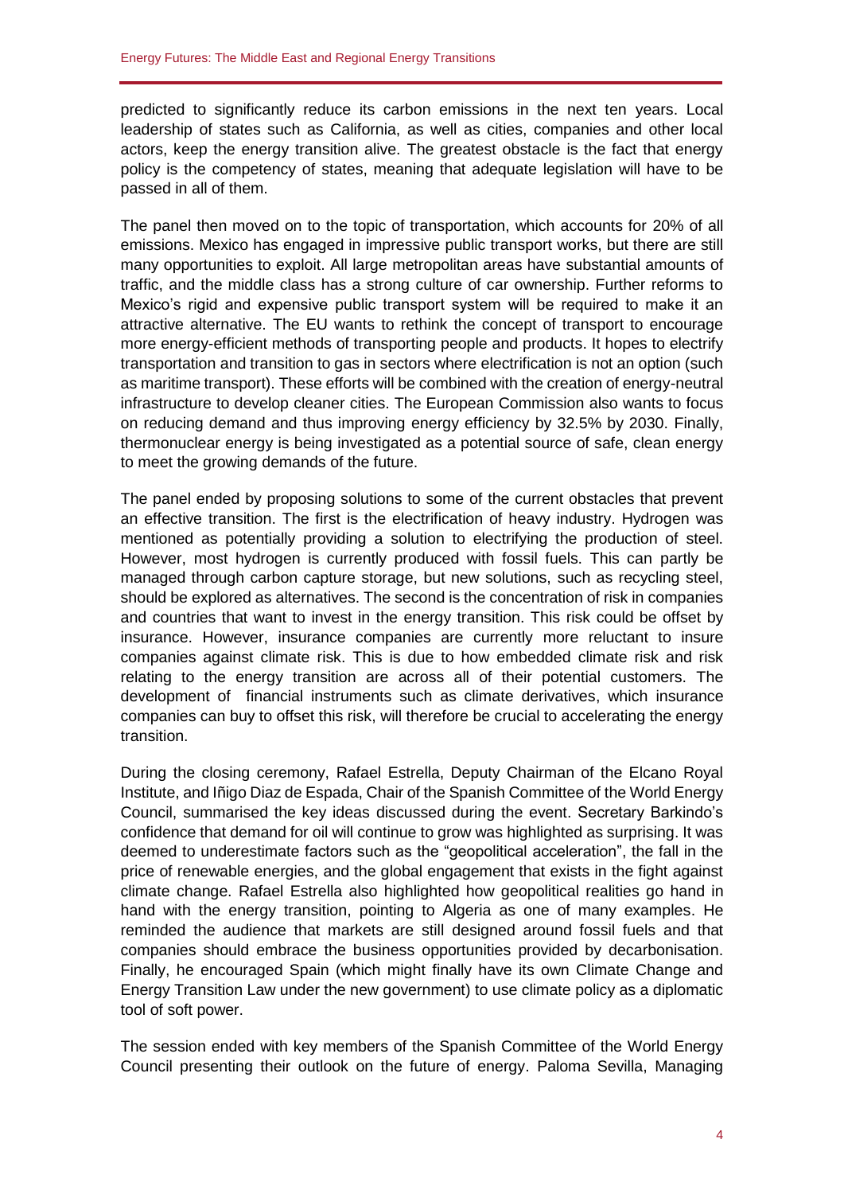predicted to significantly reduce its carbon emissions in the next ten years. Local leadership of states such as California, as well as cities, companies and other local actors, keep the energy transition alive. The greatest obstacle is the fact that energy policy is the competency of states, meaning that adequate legislation will have to be passed in all of them.

The panel then moved on to the topic of transportation, which accounts for 20% of all emissions. Mexico has engaged in impressive public transport works, but there are still many opportunities to exploit. All large metropolitan areas have substantial amounts of traffic, and the middle class has a strong culture of car ownership. Further reforms to Mexico's rigid and expensive public transport system will be required to make it an attractive alternative. The EU wants to rethink the concept of transport to encourage more energy-efficient methods of transporting people and products. It hopes to electrify transportation and transition to gas in sectors where electrification is not an option (such as maritime transport). These efforts will be combined with the creation of energy-neutral infrastructure to develop cleaner cities. The European Commission also wants to focus on reducing demand and thus improving energy efficiency by 32.5% by 2030. Finally, thermonuclear energy is being investigated as a potential source of safe, clean energy to meet the growing demands of the future.

The panel ended by proposing solutions to some of the current obstacles that prevent an effective transition. The first is the electrification of heavy industry. Hydrogen was mentioned as potentially providing a solution to electrifying the production of steel. However, most hydrogen is currently produced with fossil fuels. This can partly be managed through carbon capture storage, but new solutions, such as recycling steel, should be explored as alternatives. The second is the concentration of risk in companies and countries that want to invest in the energy transition. This risk could be offset by insurance. However, insurance companies are currently more reluctant to insure companies against climate risk. This is due to how embedded climate risk and risk relating to the energy transition are across all of their potential customers. The development of financial instruments such as climate derivatives, which insurance companies can buy to offset this risk, will therefore be crucial to accelerating the energy transition.

During the closing ceremony, Rafael Estrella, Deputy Chairman of the Elcano Royal Institute, and Iñigo Diaz de Espada, Chair of the Spanish Committee of the World Energy Council, summarised the key ideas discussed during the event. Secretary Barkindo's confidence that demand for oil will continue to grow was highlighted as surprising. It was deemed to underestimate factors such as the "geopolitical acceleration", the fall in the price of renewable energies, and the global engagement that exists in the fight against climate change. Rafael Estrella also highlighted how geopolitical realities go hand in hand with the energy transition, pointing to Algeria as one of many examples. He reminded the audience that markets are still designed around fossil fuels and that companies should embrace the business opportunities provided by decarbonisation. Finally, he encouraged Spain (which might finally have its own Climate Change and Energy Transition Law under the new government) to use climate policy as a diplomatic tool of soft power.

The session ended with key members of the Spanish Committee of the World Energy Council presenting their outlook on the future of energy. Paloma Sevilla, Managing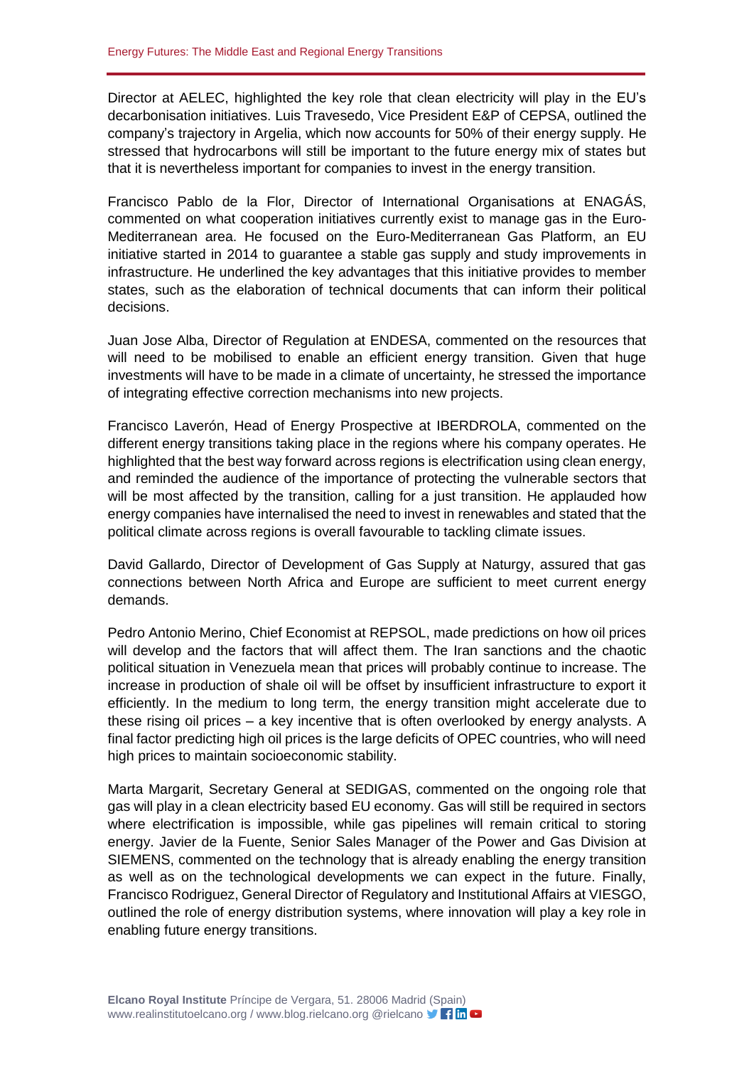Director at AELEC, highlighted the key role that clean electricity will play in the EU's decarbonisation initiatives. Luis Travesedo, Vice President E&P of CEPSA, outlined the company's trajectory in Argelia, which now accounts for 50% of their energy supply. He stressed that hydrocarbons will still be important to the future energy mix of states but that it is nevertheless important for companies to invest in the energy transition.

Francisco Pablo de la Flor, Director of International Organisations at ENAGÁS, commented on what cooperation initiatives currently exist to manage gas in the Euro-Mediterranean area. He focused on the Euro-Mediterranean Gas Platform, an EU initiative started in 2014 to guarantee a stable gas supply and study improvements in infrastructure. He underlined the key advantages that this initiative provides to member states, such as the elaboration of technical documents that can inform their political decisions.

Juan Jose Alba, Director of Regulation at ENDESA, commented on the resources that will need to be mobilised to enable an efficient energy transition. Given that huge investments will have to be made in a climate of uncertainty, he stressed the importance of integrating effective correction mechanisms into new projects.

Francisco Laverón, Head of Energy Prospective at IBERDROLA, commented on the different energy transitions taking place in the regions where his company operates. He highlighted that the best way forward across regions is electrification using clean energy, and reminded the audience of the importance of protecting the vulnerable sectors that will be most affected by the transition, calling for a just transition. He applauded how energy companies have internalised the need to invest in renewables and stated that the political climate across regions is overall favourable to tackling climate issues.

David Gallardo, Director of Development of Gas Supply at Naturgy, assured that gas connections between North Africa and Europe are sufficient to meet current energy demands.

Pedro Antonio Merino, Chief Economist at REPSOL, made predictions on how oil prices will develop and the factors that will affect them. The Iran sanctions and the chaotic political situation in Venezuela mean that prices will probably continue to increase. The increase in production of shale oil will be offset by insufficient infrastructure to export it efficiently. In the medium to long term, the energy transition might accelerate due to these rising oil prices – a key incentive that is often overlooked by energy analysts. A final factor predicting high oil prices is the large deficits of OPEC countries, who will need high prices to maintain socioeconomic stability.

Marta Margarit, Secretary General at SEDIGAS, commented on the ongoing role that gas will play in a clean electricity based EU economy. Gas will still be required in sectors where electrification is impossible, while gas pipelines will remain critical to storing energy. Javier de la Fuente, Senior Sales Manager of the Power and Gas Division at SIEMENS, commented on the technology that is already enabling the energy transition as well as on the technological developments we can expect in the future. Finally, Francisco Rodriguez, General Director of Regulatory and Institutional Affairs at VIESGO, outlined the role of energy distribution systems, where innovation will play a key role in enabling future energy transitions.